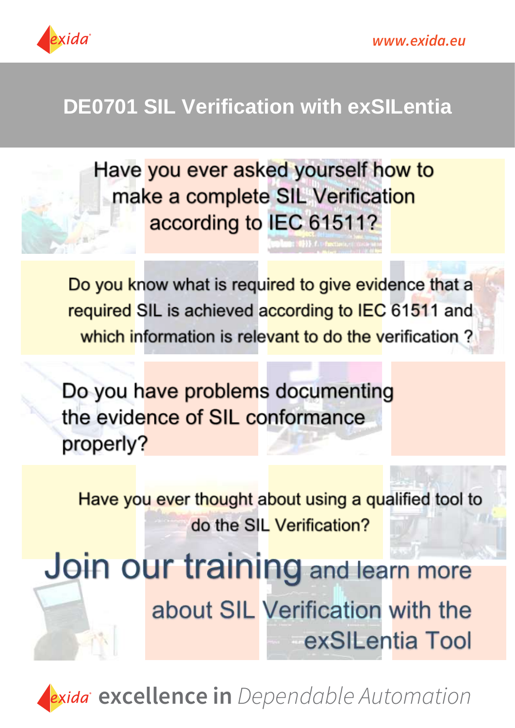www.exida.eu

# DE0701 SIL Verification with exSILentia

Have you ever asked yourself how to make a complete SIL Verification according to IEC 61511?

Do you know what is required to give evidence that a required SIL is achieved according to IEC 61511 and which information is relevant to do the verification ?

Do you have problems documenting the evidence of SIL conformance properly?

Have you ever thought about using a qualified tool to do the SIL Verification?

**Join our training** and learn more about SIL Verification with the exSILentia Tool

exida **excellence in** *Dependable Automation*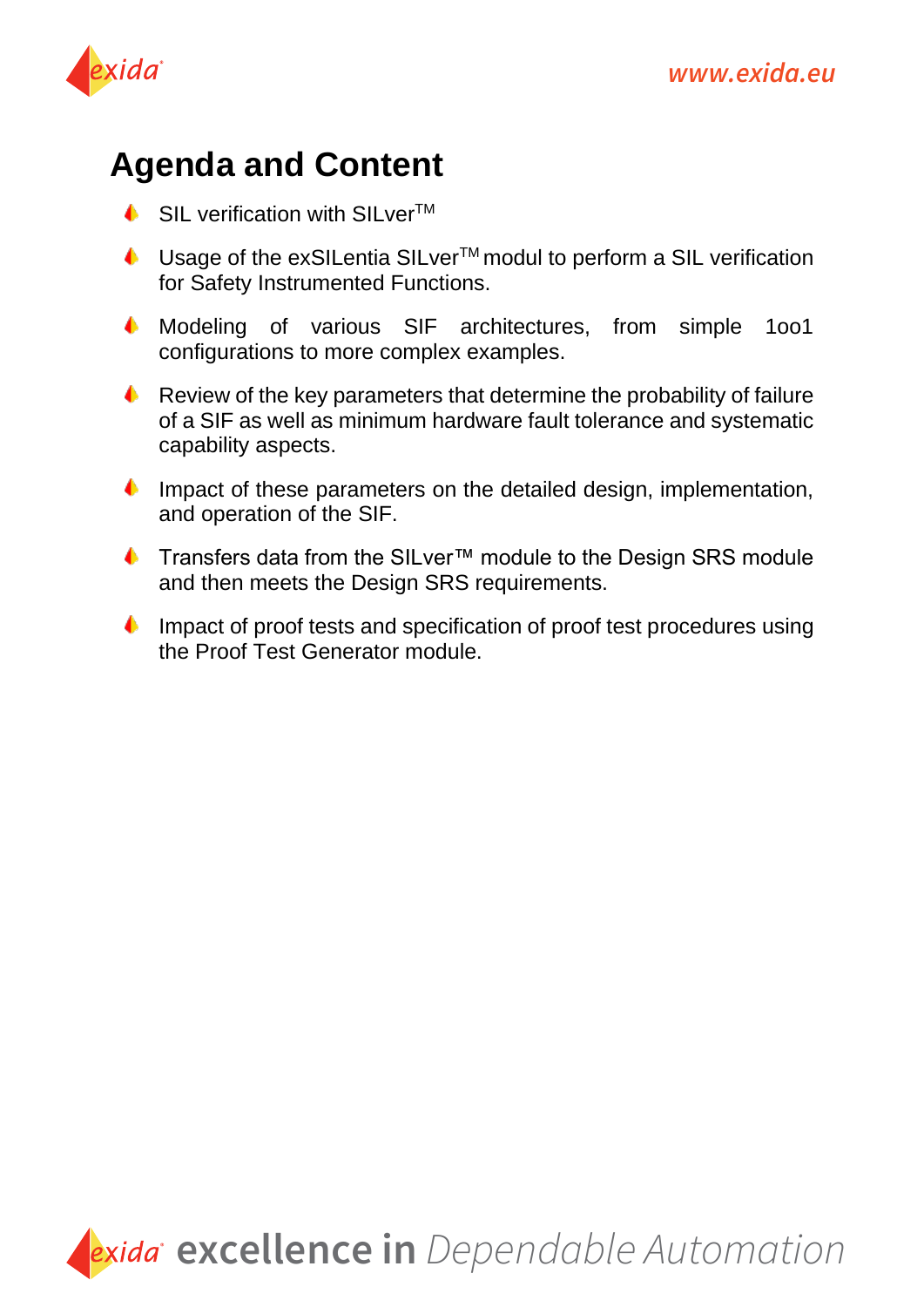# Agenda and Content

- SIL verification with SILver™
- Usage of the exSILentia SILver™ modul to perform a SIL verification for Safety Instrumented Functions.
- Modeling of various SIF architectures, from simple 1oo1 configurations to more complex examples.
- Review of the key parameters that determine the probability of failure of a SIF as well as minimum hardware fault tolerance and systematic capability aspects.
- Impact of these parameters on the detailed design, implementation, and operation of the SIF.
- Transfers data from the SILver™ module to the Design SRS module and then meets the Design SRS requirements.
- Impact of proof tests and specification of proof test procedures using the Proof Test Generator module.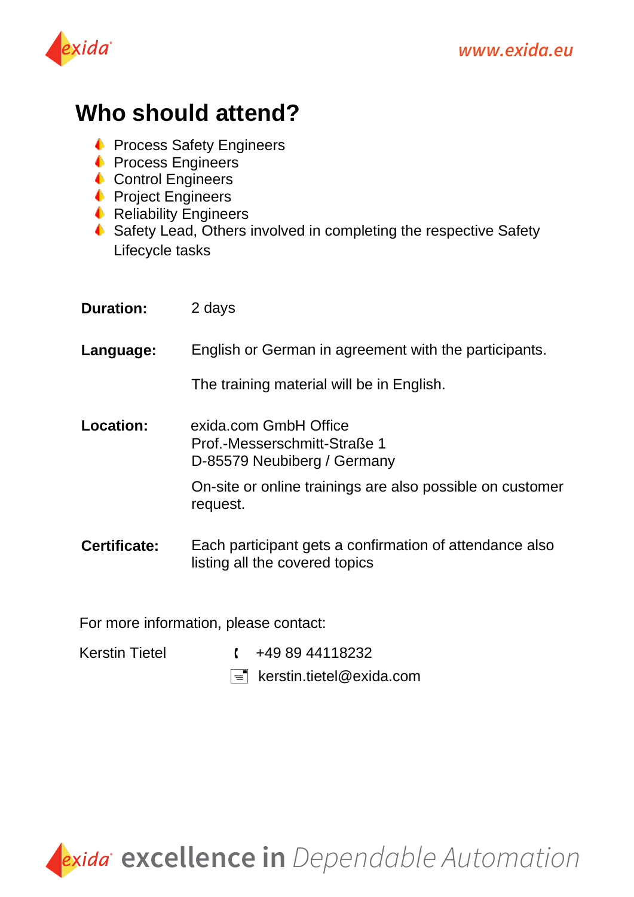# Who should attend?

- Process Safety Engineers
- Process Engineers
- Control Engineers
- Project Engineers
- Reliability Engineers
- Safety Lead, Others involved in completing the respective Safety Lifecycle tasks

| | |
|---|---|
| **Duration:** | 2 days |
| **Language:** | English or German in agreement with the participants.<br><br>The training material will be in English. |
| **Location:** | exida.com GmbH Office<br>Prof.-Messerschmitt-Straße 1<br>D-85579 Neubiberg / Germany<br><br>On-site or online trainings are also possible on customer request. |
| **Certificate:** | Each participant gets a confirmation of attendance also listing all the covered topics |

For more information, please contact:

Kerstin Tietel

+49 89 44118232

kerstin.tietel@exida.com

**excellence in** *Dependable Automation*